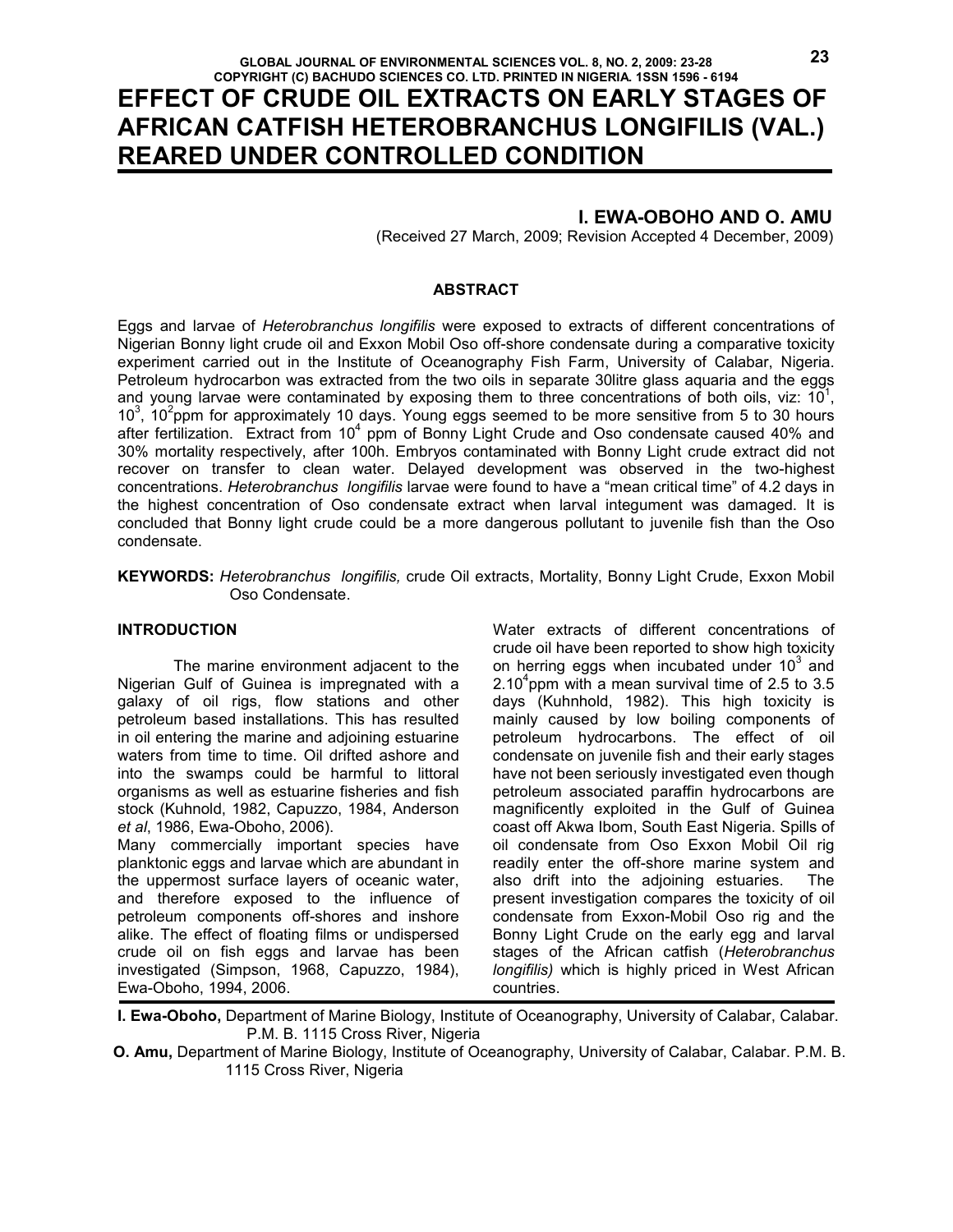// turn-0
# EFFECT OF CRUDE OIL EXTRACTS ON EARLY STAGES OF AFRICAN CATFISH HETEROBRANCHUS LONGIFILIS (VAL.) REARED UNDER CONTROLLED CONDITION

**I. EWA-OBOHO AND O. AMU**

(Received 27 March, 2009; Revision Accepted 4 December, 2009)

## ABSTRACT

Eggs and larvae of *Heterobranchus longifilis* were exposed to extracts of different concentrations of Nigerian Bonny light crude oil and Exxon Mobil Oso off-shore condensate during a comparative toxicity experiment carried out in the Institute of Oceanography Fish Farm, University of Calabar, Nigeria. Petroleum hydrocarbon was extracted from the two oils in separate 30litre glass aquaria and the eggs and young larvae were contaminated by exposing them to three concentrations of both oils, viz: $10^1$, $10^3$, $10^2$ppm for approximately 10 days. Young eggs seemed to be more sensitive from 5 to 30 hours after fertilization. Extract from $10^4$ ppm of Bonny Light Crude and Oso condensate caused 40% and 30% mortality respectively, after 100h. Embryos contaminated with Bonny Light crude extract did not recover on transfer to clean water. Delayed development was observed in the two-highest concentrations. *Heterobranchus longifilis* larvae were found to have a "mean critical time" of 4.2 days in the highest concentration of Oso condensate extract when larval integument was damaged. It is concluded that Bonny light crude could be a more dangerous pollutant to juvenile fish than the Oso condensate.

**KEYWORDS:** *Heterobranchus longifilis,* crude Oil extracts, Mortality, Bonny Light Crude, Exxon Mobil Oso Condensate.

## INTRODUCTION

The marine environment adjacent to the Nigerian Gulf of Guinea is impregnated with a galaxy of oil rigs, flow stations and other petroleum based installations. This has resulted in oil entering the marine and adjoining estuarine waters from time to time. Oil drifted ashore and into the swamps could be harmful to littoral organisms as well as estuarine fisheries and fish stock (Kuhnold, 1982, Capuzzo, 1984, Anderson *et al*, 1986, Ewa-Oboho, 2006).

Many commercially important species have planktonic eggs and larvae which are abundant in the uppermost surface layers of oceanic water, and therefore exposed to the influence of petroleum components off-shores and inshore alike. The effect of floating films or undispersed crude oil on fish eggs and larvae has been investigated (Simpson, 1968, Capuzzo, 1984), Ewa-Oboho, 1994, 2006.

Water extracts of different concentrations of crude oil have been reported to show high toxicity on herring eggs when incubated under $10^3$ and $2.10^4$ppm with a mean survival time of 2.5 to 3.5 days (Kuhnhold, 1982). This high toxicity is mainly caused by low boiling components of petroleum hydrocarbons. The effect of oil condensate on juvenile fish and their early stages have not been seriously investigated even though petroleum associated paraffin hydrocarbons are magnificently exploited in the Gulf of Guinea coast off Akwa Ibom, South East Nigeria. Spills of oil condensate from Oso Exxon Mobil Oil rig readily enter the off-shore marine system and also drift into the adjoining estuaries. The present investigation compares the toxicity of oil condensate from Exxon-Mobil Oso rig and the Bonny Light Crude on the early egg and larval stages of the African catfish (*Heterobranchus longifilis)* which is highly priced in West African countries.

---

**I. Ewa-Oboho,** Department of Marine Biology, Institute of Oceanography, University of Calabar, Calabar. P.M. B. 1115 Cross River, Nigeria

**O. Amu,** Department of Marine Biology, Institute of Oceanography, University of Calabar, Calabar. P.M. B. 1115 Cross River, Nigeria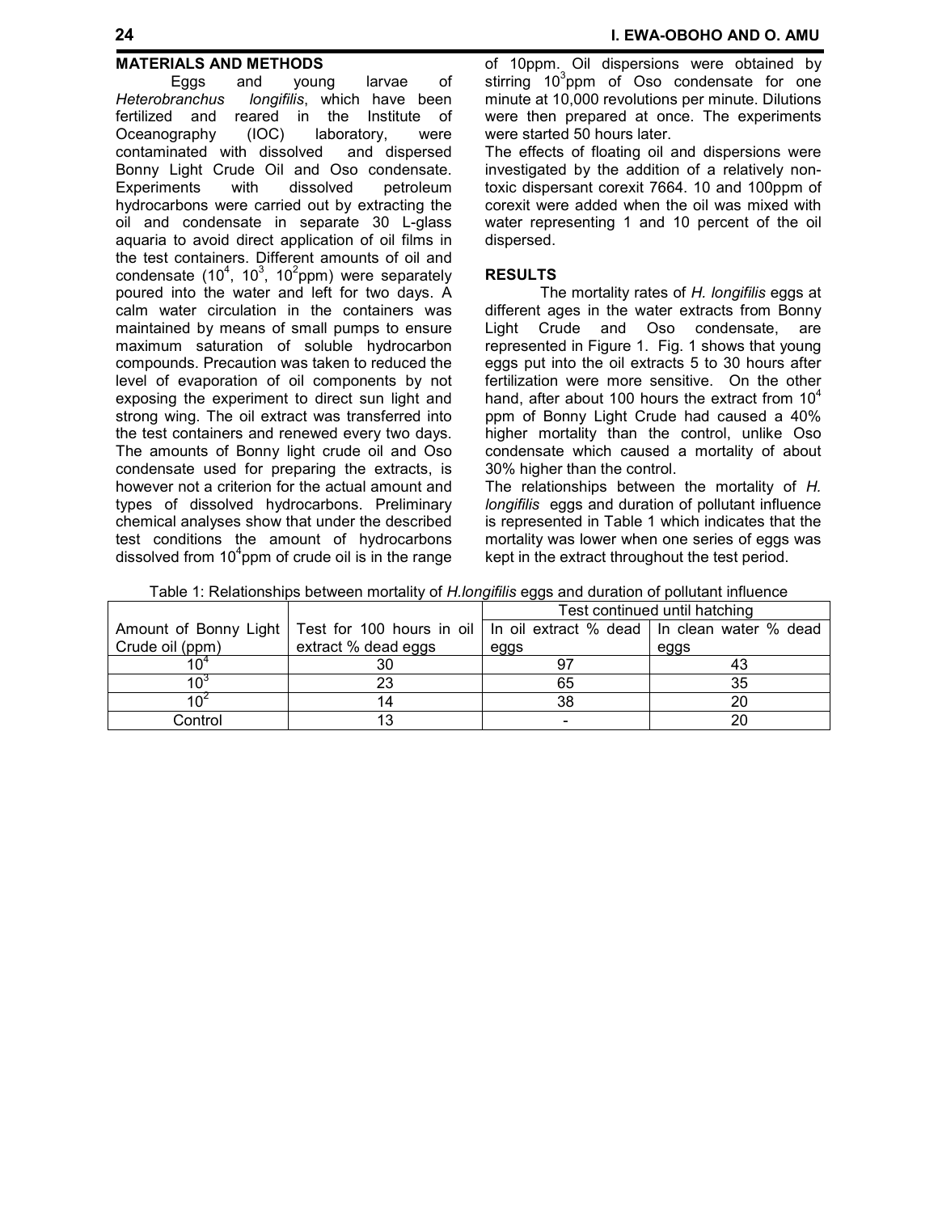## MATERIALS AND METHODS

Eggs and young larvae of *Heterobranchus longifilis*, which have been fertilized and reared in the Institute of Oceanography (IOC) laboratory, were contaminated with dissolved and dispersed Bonny Light Crude Oil and Oso condensate. Experiments with dissolved petroleum hydrocarbons were carried out by extracting the oil and condensate in separate 30 L-glass aquaria to avoid direct application of oil films in the test containers. Different amounts of oil and condensate ($10^4$, $10^3$, $10^2$ppm) were separately poured into the water and left for two days. A calm water circulation in the containers was maintained by means of small pumps to ensure maximum saturation of soluble hydrocarbon compounds. Precaution was taken to reduced the level of evaporation of oil components by not exposing the experiment to direct sun light and strong wing. The oil extract was transferred into the test containers and renewed every two days. The amounts of Bonny light crude oil and Oso condensate used for preparing the extracts, is however not a criterion for the actual amount and types of dissolved hydrocarbons. Preliminary chemical analyses show that under the described test conditions the amount of hydrocarbons dissolved from $10^4$ppm of crude oil is in the range of 10ppm. Oil dispersions were obtained by stirring $10^3$ppm of Oso condensate for one minute at 10,000 revolutions per minute. Dilutions were then prepared at once. The experiments were started 50 hours later.

The effects of floating oil and dispersions were investigated by the addition of a relatively non-toxic dispersant corexit 7664. 10 and 100ppm of corexit were added when the oil was mixed with water representing 1 and 10 percent of the oil dispersed.

## RESULTS

The mortality rates of *H. longifilis* eggs at different ages in the water extracts from Bonny Light Crude and Oso condensate, are represented in Figure 1. Fig. 1 shows that young eggs put into the oil extracts 5 to 30 hours after fertilization were more sensitive. On the other hand, after about 100 hours the extract from $10^4$ ppm of Bonny Light Crude had caused a 40% higher mortality than the control, unlike Oso condensate which caused a mortality of about 30% higher than the control.

The relationships between the mortality of *H. longifilis* eggs and duration of pollutant influence is represented in Table 1 which indicates that the mortality was lower when one series of eggs was kept in the extract throughout the test period.

Table 1: Relationships between mortality of *H.longifilis* eggs and duration of pollutant influence

| | | Test continued until hatching | |
|---|---|---|---|
| Amount of Bonny Light Crude oil (ppm) | Test for 100 hours in oil extract % dead eggs | In oil extract % dead eggs | In clean water % dead eggs |
| $10^4$ | 30 | 97 | 43 |
| $10^3$ | 23 | 65 | 35 |
| $10^2$ | 14 | 38 | 20 |
| Control | 13 | - | 20 |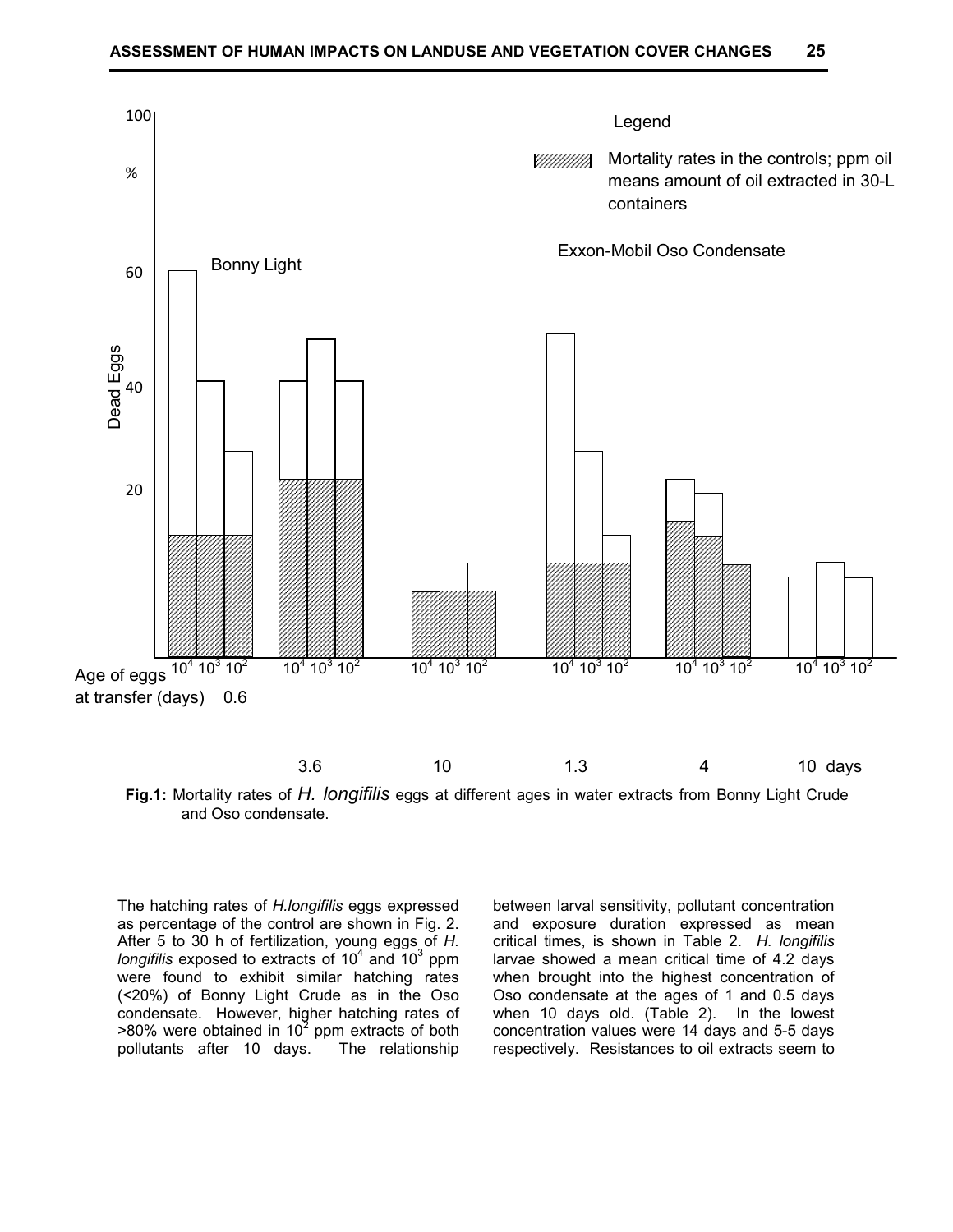**Fig.1:** Mortality rates of *H. longifilis* eggs at different ages in water extracts from Bonny Light Crude and Oso condensate.

The hatching rates of *H.longifilis* eggs expressed as percentage of the control are shown in Fig. 2. After 5 to 30 h of fertilization, young eggs of *H. longifilis* exposed to extracts of $10^4$ and $10^3$ ppm were found to exhibit similar hatching rates (<20%) of Bonny Light Crude as in the Oso condensate. However, higher hatching rates of >80% were obtained in $10^2$ ppm extracts of both pollutants after 10 days. The relationship between larval sensitivity, pollutant concentration and exposure duration expressed as mean critical times, is shown in Table 2. *H. longifilis* larvae showed a mean critical time of 4.2 days when brought into the highest concentration of Oso condensate at the ages of 1 and 0.5 days when 10 days old. (Table 2). In the lowest concentration values were 14 days and 5-5 days respectively. Resistances to oil extracts seem to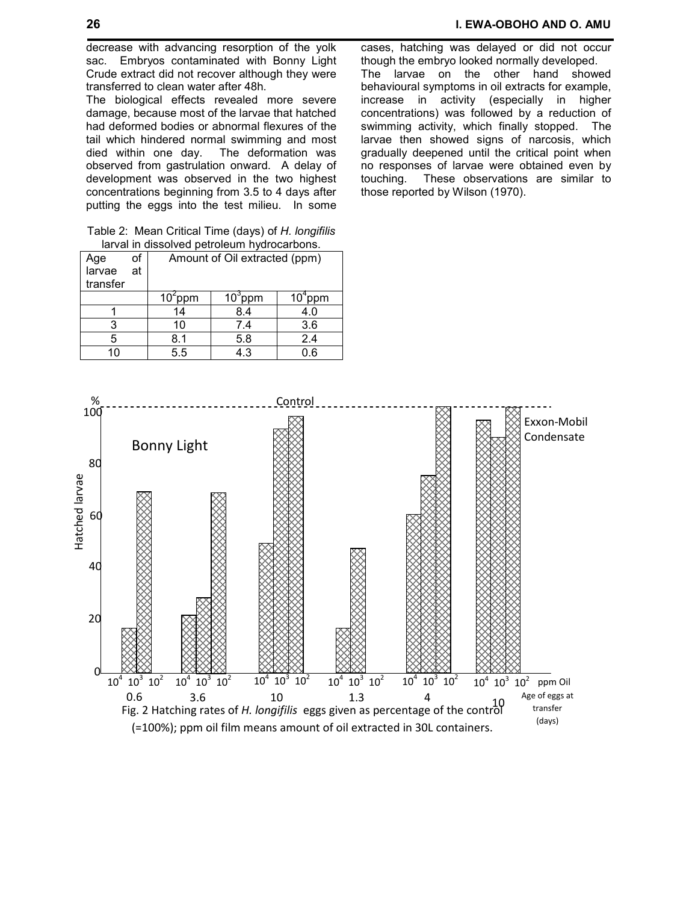decrease with advancing resorption of the yolk sac. Embryos contaminated with Bonny Light Crude extract did not recover although they were transferred to clean water after 48h.

The biological effects revealed more severe damage, because most of the larvae that hatched had deformed bodies or abnormal flexures of the tail which hindered normal swimming and most died within one day. The deformation was observed from gastrulation onward. A delay of development was observed in the two highest concentrations beginning from 3.5 to 4 days after putting the eggs into the test milieu. In some cases, hatching was delayed or did not occur though the embryo looked normally developed.

The larvae on the other hand showed behavioural symptoms in oil extracts for example, increase in activity (especially in higher concentrations) was followed by a reduction of swimming activity, which finally stopped. The larvae then showed signs of narcosis, which gradually deepened until the critical point when no responses of larvae were obtained even by touching. These observations are similar to those reported by Wilson (1970).

Table 2: Mean Critical Time (days) of *H. longifilis* larval in dissolved petroleum hydrocarbons.

| Age of larvae at transfer | Amount of Oil extracted (ppm) | | |
|---|---|---|---|
| | $10^2$ppm | $10^3$ppm | $10^4$ppm |
| 1 | 14 | 8.4 | 4.0 |
| 3 | 10 | 7.4 | 3.6 |
| 5 | 8.1 | 5.8 | 2.4 |
| 10 | 5.5 | 4.3 | 0.6 |

%
Control
100
80
60
40
20
0
Hatched larvae
Bonny Light
Exxon-Mobil Condensate
$10^4$ $10^3$ $10^2$ $10^4$ $10^3$ $10^2$ $10^4$ $10^3$ $10^2$ $10^4$ $10^3$ $10^2$ $10^4$ $10^3$ $10^2$ $10^4$ $10^3$ $10^2$ ppm Oil
0.6 3.6 10 1.3 4 10
Age of eggs at transfer (days)

Fig. 2 Hatching rates of *H. longifilis* eggs given as percentage of the control (=100%); ppm oil film means amount of oil extracted in 30L containers.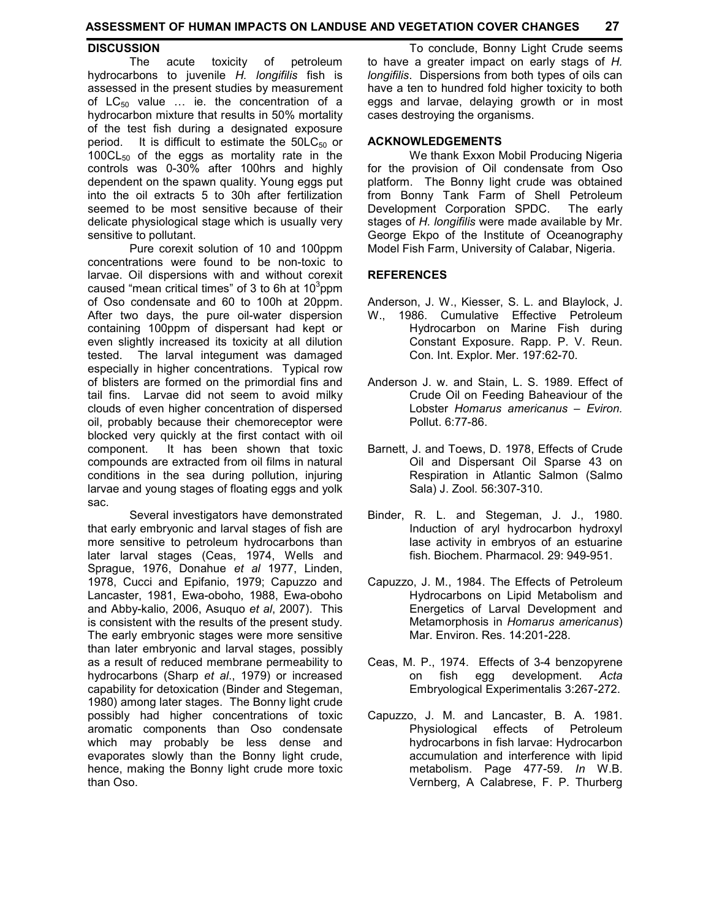## DISCUSSION

The acute toxicity of petroleum hydrocarbons to juvenile *H. longifilis* fish is assessed in the present studies by measurement of $LC_{50}$ value … ie. the concentration of a hydrocarbon mixture that results in 50% mortality of the test fish during a designated exposure period. It is difficult to estimate the $50LC_{50}$ or $100CL_{50}$ of the eggs as mortality rate in the controls was 0-30% after 100hrs and highly dependent on the spawn quality. Young eggs put into the oil extracts 5 to 30h after fertilization seemed to be most sensitive because of their delicate physiological stage which is usually very sensitive to pollutant.

Pure corexit solution of 10 and 100ppm concentrations were found to be non-toxic to larvae. Oil dispersions with and without corexit caused "mean critical times" of 3 to 6h at $10^3$ppm of Oso condensate and 60 to 100h at 20ppm. After two days, the pure oil-water dispersion containing 100ppm of dispersant had kept or even slightly increased its toxicity at all dilution tested. The larval integument was damaged especially in higher concentrations. Typical row of blisters are formed on the primordial fins and tail fins. Larvae did not seem to avoid milky clouds of even higher concentration of dispersed oil, probably because their chemoreceptor were blocked very quickly at the first contact with oil component. It has been shown that toxic compounds are extracted from oil films in natural conditions in the sea during pollution, injuring larvae and young stages of floating eggs and yolk sac.

Several investigators have demonstrated that early embryonic and larval stages of fish are more sensitive to petroleum hydrocarbons than later larval stages (Ceas, 1974, Wells and Sprague, 1976, Donahue *et al* 1977, Linden, 1978, Cucci and Epifanio, 1979; Capuzzo and Lancaster, 1981, Ewa-oboho, 1988, Ewa-oboho and Abby-kalio, 2006, Asuquo *et al*, 2007). This is consistent with the results of the present study. The early embryonic stages were more sensitive than later embryonic and larval stages, possibly as a result of reduced membrane permeability to hydrocarbons (Sharp *et al*., 1979) or increased capability for detoxication (Binder and Stegeman, 1980) among later stages. The Bonny light crude possibly had higher concentrations of toxic aromatic components than Oso condensate which may probably be less dense and evaporates slowly than the Bonny light crude, hence, making the Bonny light crude more toxic than Oso.

To conclude, Bonny Light Crude seems to have a greater impact on early stags of *H. longifilis*. Dispersions from both types of oils can have a ten to hundred fold higher toxicity to both eggs and larvae, delaying growth or in most cases destroying the organisms.

## ACKNOWLEDGEMENTS

We thank Exxon Mobil Producing Nigeria for the provision of Oil condensate from Oso platform. The Bonny light crude was obtained from Bonny Tank Farm of Shell Petroleum Development Corporation SPDC. The early stages of *H. longifilis* were made available by Mr. George Ekpo of the Institute of Oceanography Model Fish Farm, University of Calabar, Nigeria.

## REFERENCES

Anderson, J. W., Kiesser, S. L. and Blaylock, J. W., 1986. Cumulative Effective Petroleum Hydrocarbon on Marine Fish during Constant Exposure. Rapp. P. V. Reun. Con. Int. Explor. Mer. 197:62-70.

Anderson J. w. and Stain, L. S. 1989. Effect of Crude Oil on Feeding Baheaviour of the Lobster *Homarus americanus – Eviron.* Pollut. 6:77-86.

Barnett, J. and Toews, D. 1978, Effects of Crude Oil and Dispersant Oil Sparse 43 on Respiration in Atlantic Salmon (Salmo Sala) J. Zool. 56:307-310.

Binder, R. L. and Stegeman, J. J., 1980. Induction of aryl hydrocarbon hydroxyl lase activity in embryos of an estuarine fish. Biochem. Pharmacol. 29: 949-951.

Capuzzo, J. M., 1984. The Effects of Petroleum Hydrocarbons on Lipid Metabolism and Energetics of Larval Development and Metamorphosis in *Homarus americanus*) Mar. Environ. Res. 14:201-228.

Ceas, M. P., 1974. Effects of 3-4 benzopyrene on fish egg development. *Acta* Embryological Experimentalis 3:267-272.

Capuzzo, J. M. and Lancaster, B. A. 1981. Physiological effects of Petroleum hydrocarbons in fish larvae: Hydrocarbon accumulation and interference with lipid metabolism. Page 477-59. *In* W.B. Vernberg, A Calabrese, F. P. Thurberg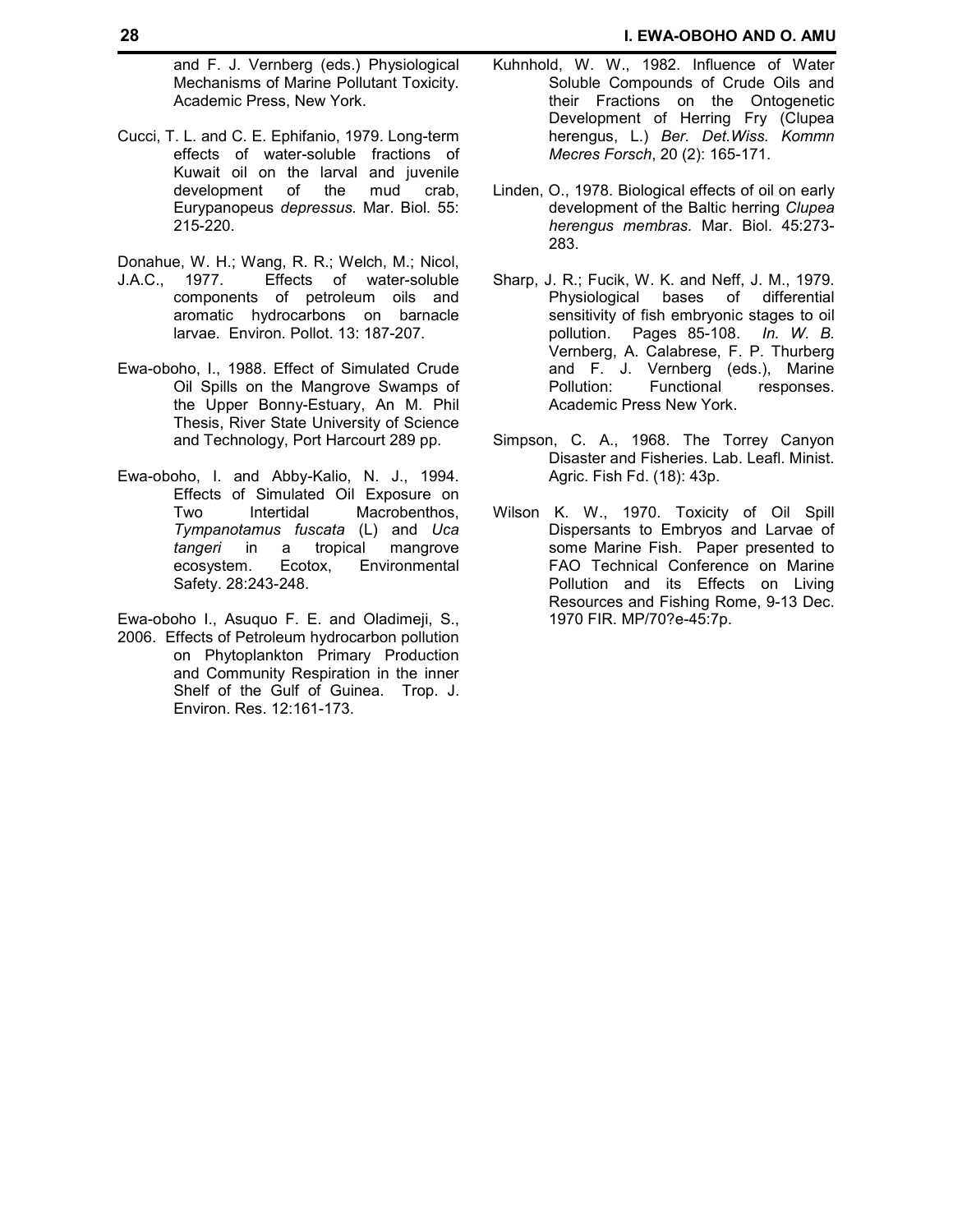and F. J. Vernberg (eds.) Physiological Mechanisms of Marine Pollutant Toxicity. Academic Press, New York.

Cucci, T. L. and C. E. Ephifanio, 1979. Long-term effects of water-soluble fractions of Kuwait oil on the larval and juvenile development of the mud crab, Eurypanopeus *depressus.* Mar. Biol. 55: 215-220.

Donahue, W. H.; Wang, R. R.; Welch, M.; Nicol, J.A.C., 1977. Effects of water-soluble components of petroleum oils and aromatic hydrocarbons on barnacle larvae. Environ. Pollot. 13: 187-207.

Ewa-oboho, I., 1988. Effect of Simulated Crude Oil Spills on the Mangrove Swamps of the Upper Bonny-Estuary, An M. Phil Thesis, River State University of Science and Technology, Port Harcourt 289 pp.

Ewa-oboho, I. and Abby-Kalio, N. J., 1994. Effects of Simulated Oil Exposure on Two Intertidal Macrobenthos, *Tympanotamus fuscata* (L) and *Uca tangeri* in a tropical mangrove ecosystem. Ecotox, Environmental Safety. 28:243-248.

Ewa-oboho I., Asuquo F. E. and Oladimeji, S., 2006. Effects of Petroleum hydrocarbon pollution on Phytoplankton Primary Production and Community Respiration in the inner Shelf of the Gulf of Guinea. Trop. J. Environ. Res. 12:161-173.

Kuhnhold, W. W., 1982. Influence of Water Soluble Compounds of Crude Oils and their Fractions on the Ontogenetic Development of Herring Fry (Clupea herengus, L.) *Ber. Det.Wiss. Kommn Mecres Forsch*, 20 (2): 165-171.

Linden, O., 1978. Biological effects of oil on early development of the Baltic herring *Clupea herengus membras.* Mar. Biol. 45:273-283.

Sharp, J. R.; Fucik, W. K. and Neff, J. M., 1979. Physiological bases of differential sensitivity of fish embryonic stages to oil pollution. Pages 85-108. *In. W. B.* Vernberg, A. Calabrese, F. P. Thurberg and F. J. Vernberg (eds.), Marine Pollution: Functional responses. Academic Press New York.

Simpson, C. A., 1968. The Torrey Canyon Disaster and Fisheries. Lab. Leafl. Minist. Agric. Fish Fd. (18): 43p.

Wilson K. W., 1970. Toxicity of Oil Spill Dispersants to Embryos and Larvae of some Marine Fish. Paper presented to FAO Technical Conference on Marine Pollution and its Effects on Living Resources and Fishing Rome, 9-13 Dec. 1970 FIR. MP/70?e-45:7p.